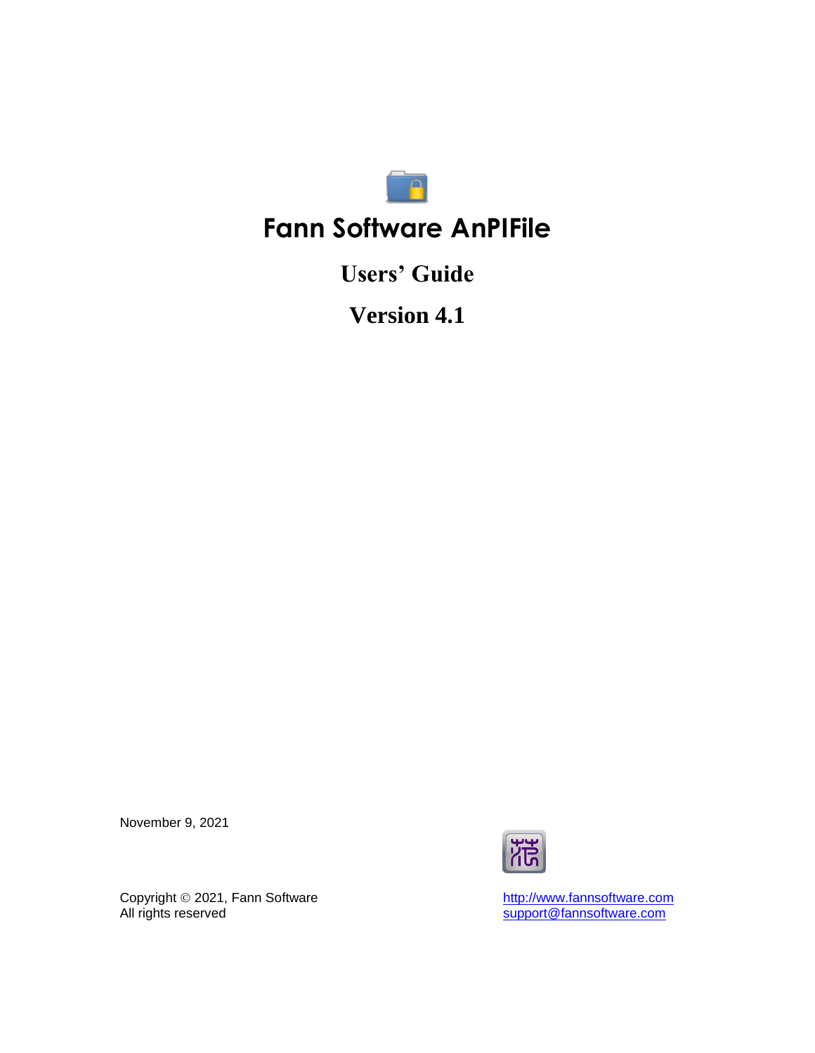# Fann Software AnPIFile

## Users' Guide

## Version 4.1

November 9, 2021

Copyright © 2021, Fann Software
All rights reserved

http://www.fannsoftware.com
support@fannsoftware.com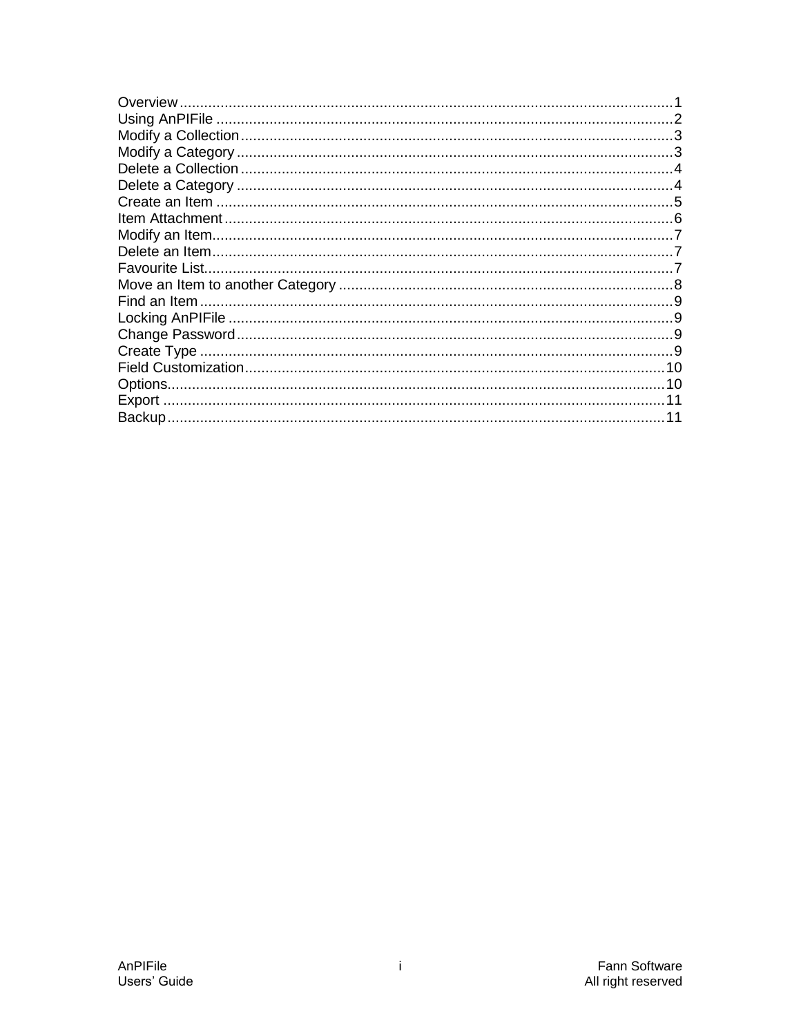| | |
|---|---|
| Overview | 1 |
| Using AnPIFile | 2 |
| Modify a Collection | 3 |
| Modify a Category | 3 |
| Delete a Collection | 4 |
| Delete a Category | 4 |
| Create an Item | 5 |
| Item Attachment | 6 |
| Modify an Item | 7 |
| Delete an Item | 7 |
| Favourite List | 7 |
| Move an Item to another Category | 8 |
| Find an Item | 9 |
| Locking AnPIFile | 9 |
| Change Password | 9 |
| Create Type | 9 |
| Field Customization | 10 |
| Options | 10 |
| Export | 11 |
| Backup | 11 |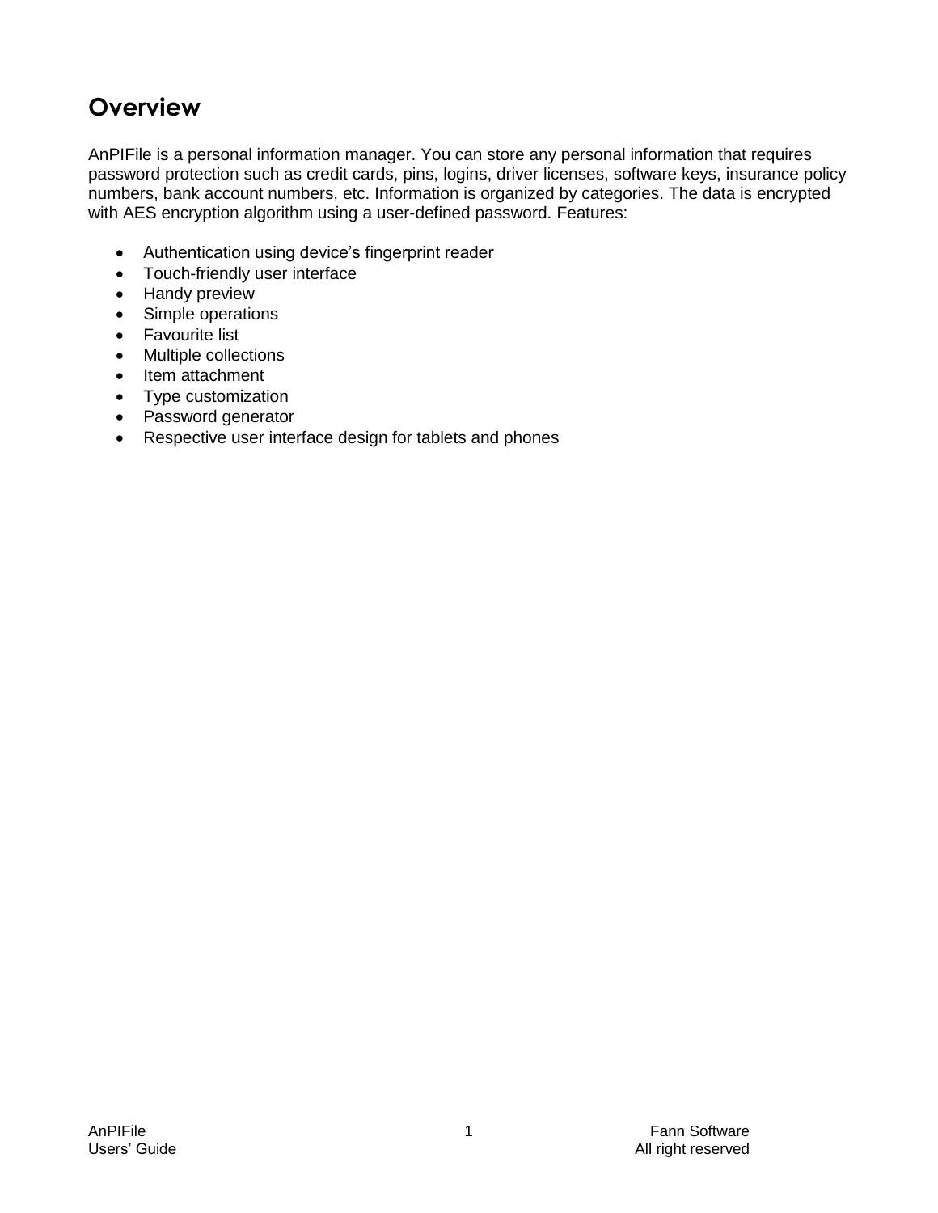# Overview

AnPIFile is a personal information manager. You can store any personal information that requires password protection such as credit cards, pins, logins, driver licenses, software keys, insurance policy numbers, bank account numbers, etc. Information is organized by categories. The data is encrypted with AES encryption algorithm using a user-defined password. Features:

- Authentication using device's fingerprint reader
- Touch-friendly user interface
- Handy preview
- Simple operations
- Favourite list
- Multiple collections
- Item attachment
- Type customization
- Password generator
- Respective user interface design for tablets and phones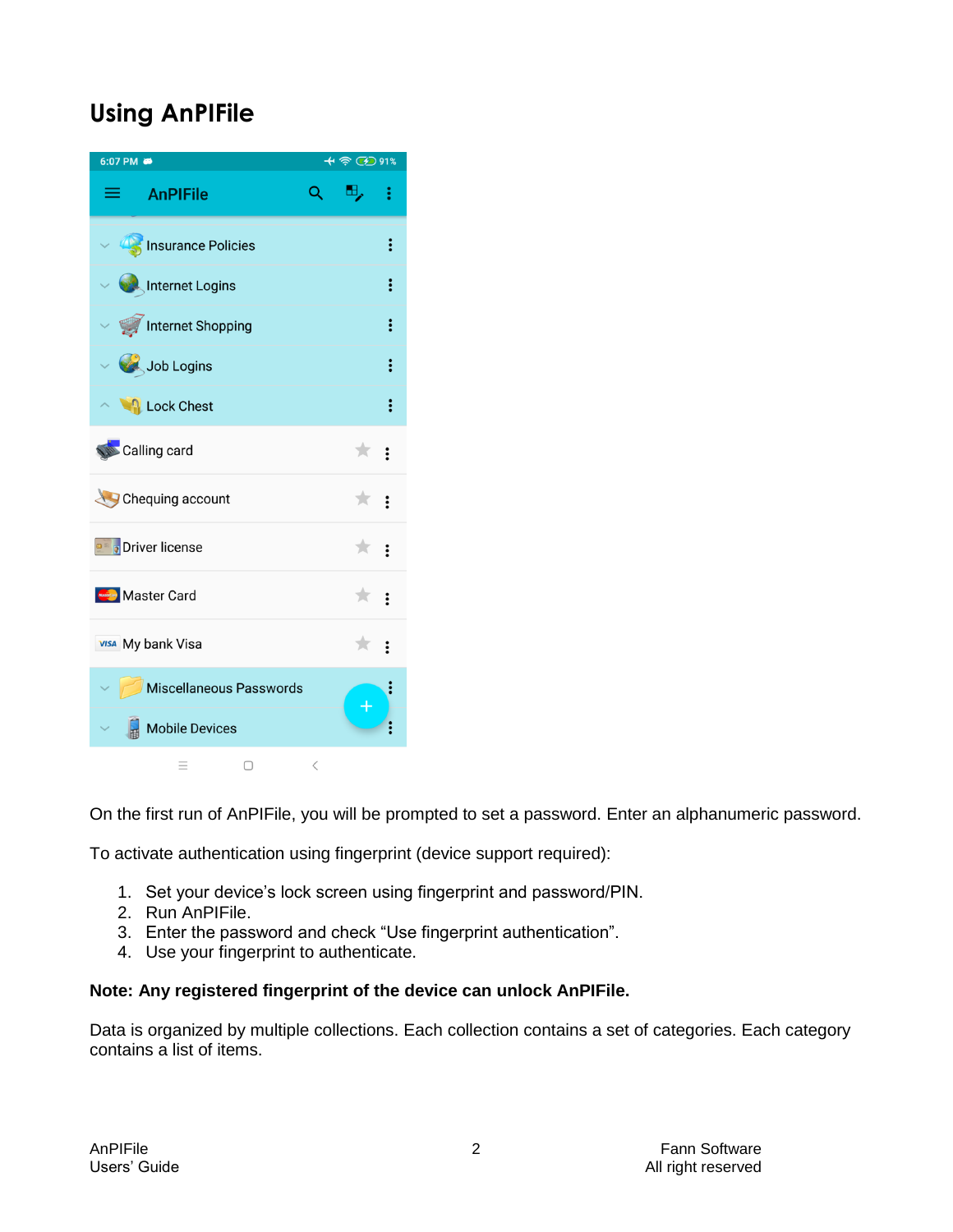## Using AnPIFile

On the first run of AnPIFile, you will be prompted to set a password. Enter an alphanumeric password.

To activate authentication using fingerprint (device support required):

1. Set your device's lock screen using fingerprint and password/PIN.
2. Run AnPIFile.
3. Enter the password and check "Use fingerprint authentication".
4. Use your fingerprint to authenticate.

**Note: Any registered fingerprint of the device can unlock AnPIFile.**

Data is organized by multiple collections. Each collection contains a set of categories. Each category contains a list of items.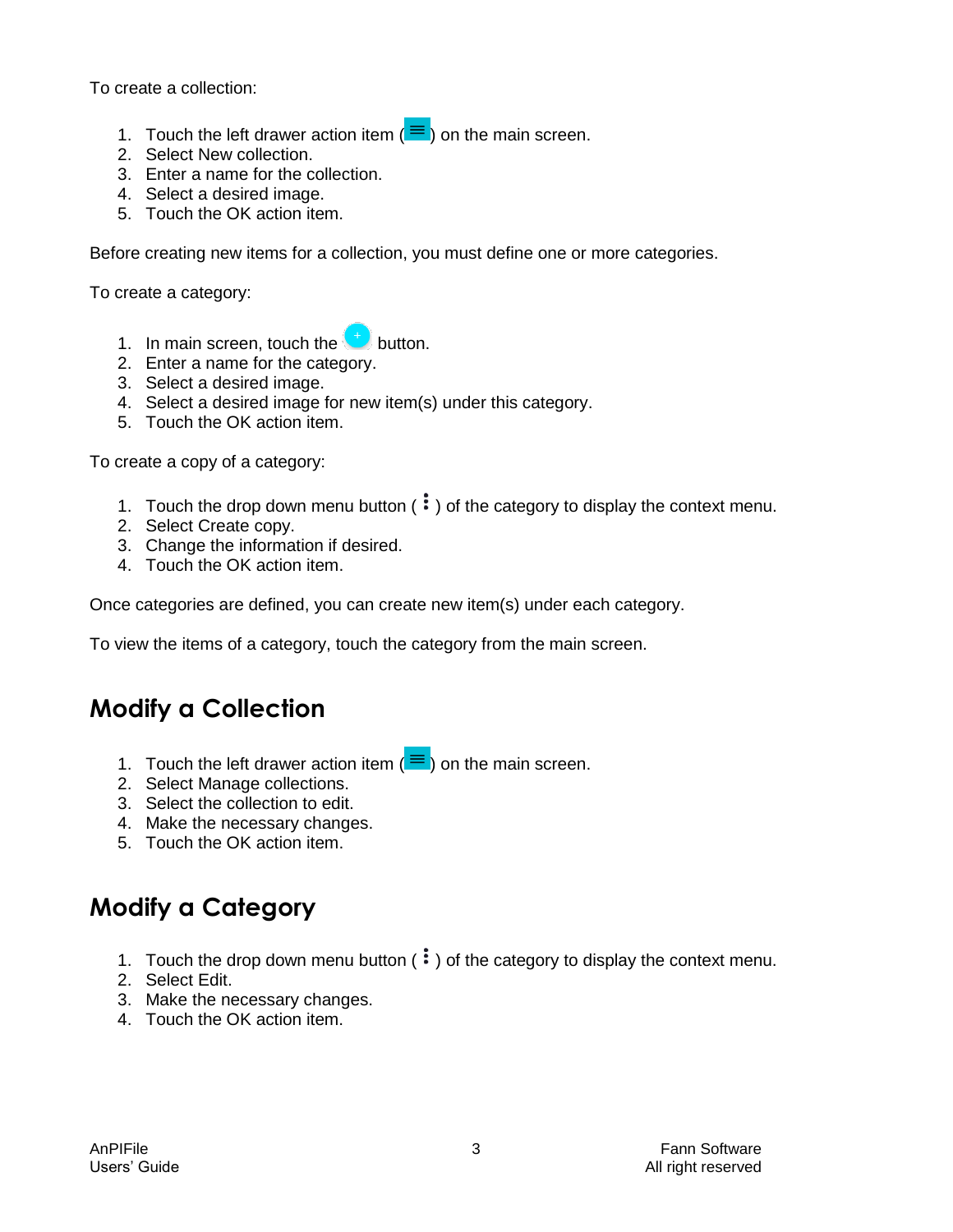To create a collection:

1. Touch the left drawer action item (≡) on the main screen.
2. Select New collection.
3. Enter a name for the collection.
4. Select a desired image.
5. Touch the OK action item.

Before creating new items for a collection, you must define one or more categories.

To create a category:

1. In main screen, touch the + button.
2. Enter a name for the category.
3. Select a desired image.
4. Select a desired image for new item(s) under this category.
5. Touch the OK action item.

To create a copy of a category:

1. Touch the drop down menu button ( ⋮ ) of the category to display the context menu.
2. Select Create copy.
3. Change the information if desired.
4. Touch the OK action item.

Once categories are defined, you can create new item(s) under each category.

To view the items of a category, touch the category from the main screen.

## Modify a Collection

1. Touch the left drawer action item (≡) on the main screen.
2. Select Manage collections.
3. Select the collection to edit.
4. Make the necessary changes.
5. Touch the OK action item.

## Modify a Category

1. Touch the drop down menu button ( ⋮ ) of the category to display the context menu.
2. Select Edit.
3. Make the necessary changes.
4. Touch the OK action item.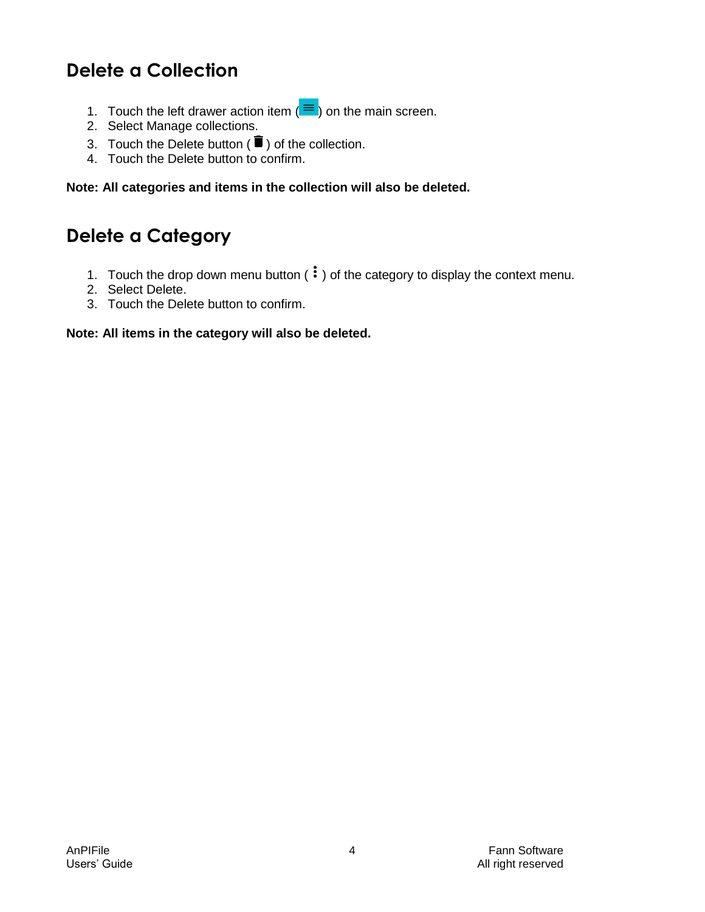## Delete a Collection

1. Touch the left drawer action item ( ) on the main screen.
2. Select Manage collections.
3. Touch the Delete button ( ) of the collection.
4. Touch the Delete button to confirm.

**Note: All categories and items in the collection will also be deleted.**

## Delete a Category

1. Touch the drop down menu button ( ) of the category to display the context menu.
2. Select Delete.
3. Touch the Delete button to confirm.

**Note: All items in the category will also be deleted.**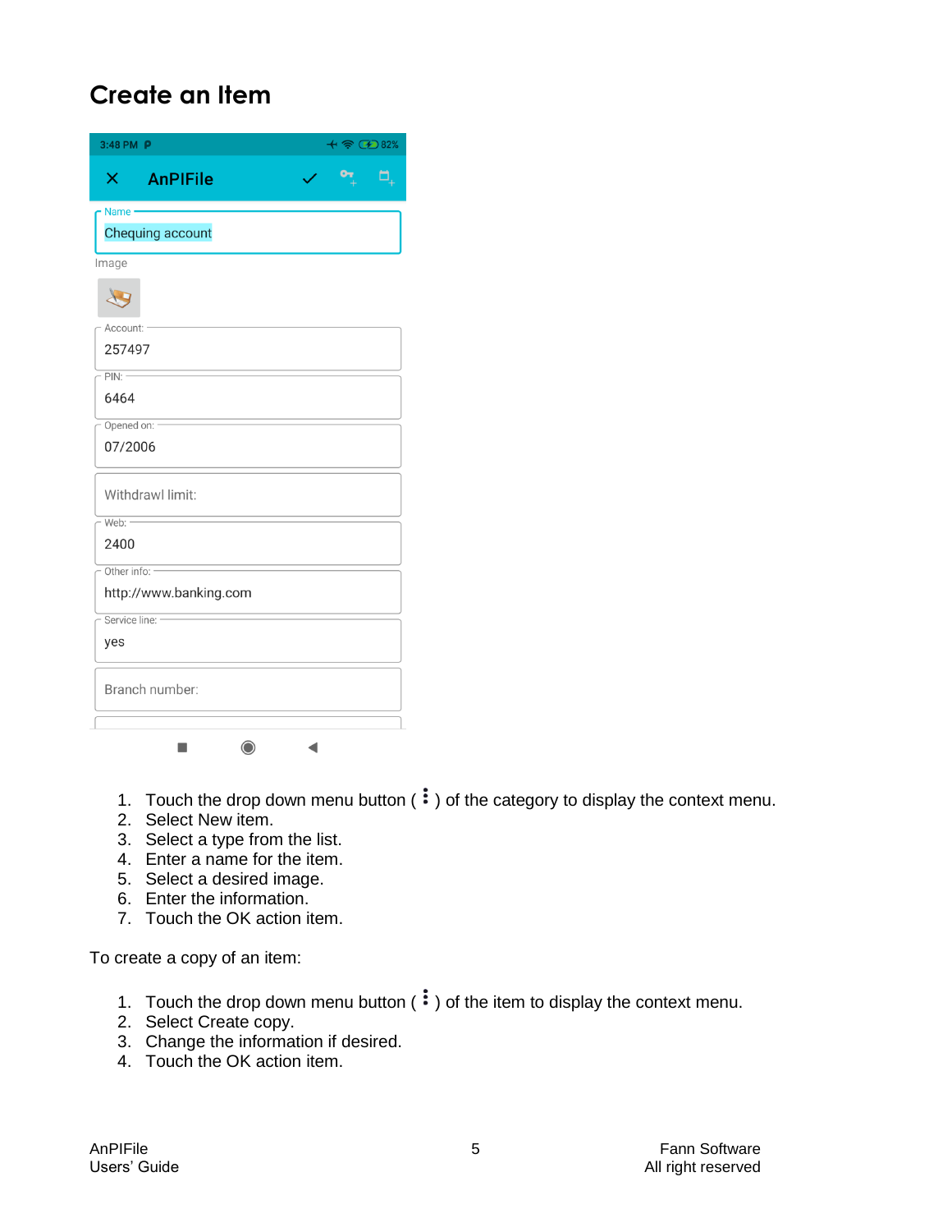# Create an Item

1. Touch the drop down menu button ( ⋮ ) of the category to display the context menu.
2. Select New item.
3. Select a type from the list.
4. Enter a name for the item.
5. Select a desired image.
6. Enter the information.
7. Touch the OK action item.

To create a copy of an item:

1. Touch the drop down menu button ( ⋮ ) of the item to display the context menu.
2. Select Create copy.
3. Change the information if desired.
4. Touch the OK action item.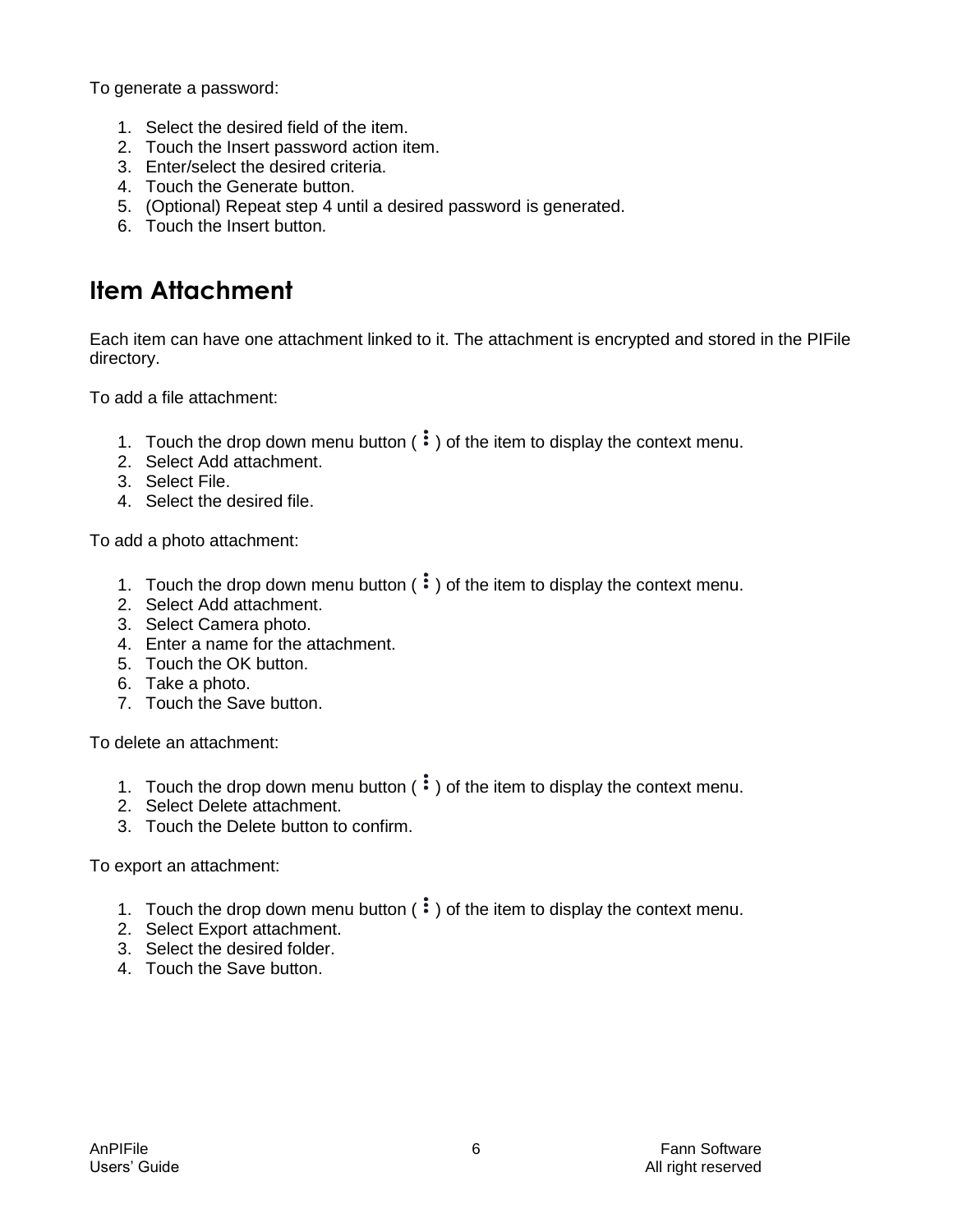To generate a password:

1. Select the desired field of the item.
2. Touch the Insert password action item.
3. Enter/select the desired criteria.
4. Touch the Generate button.
5. (Optional) Repeat step 4 until a desired password is generated.
6. Touch the Insert button.

## Item Attachment

Each item can have one attachment linked to it. The attachment is encrypted and stored in the PIFile directory.

To add a file attachment:

1. Touch the drop down menu button ( ⋮ ) of the item to display the context menu.
2. Select Add attachment.
3. Select File.
4. Select the desired file.

To add a photo attachment:

1. Touch the drop down menu button ( ⋮ ) of the item to display the context menu.
2. Select Add attachment.
3. Select Camera photo.
4. Enter a name for the attachment.
5. Touch the OK button.
6. Take a photo.
7. Touch the Save button.

To delete an attachment:

1. Touch the drop down menu button ( ⋮ ) of the item to display the context menu.
2. Select Delete attachment.
3. Touch the Delete button to confirm.

To export an attachment:

1. Touch the drop down menu button ( ⋮ ) of the item to display the context menu.
2. Select Export attachment.
3. Select the desired folder.
4. Touch the Save button.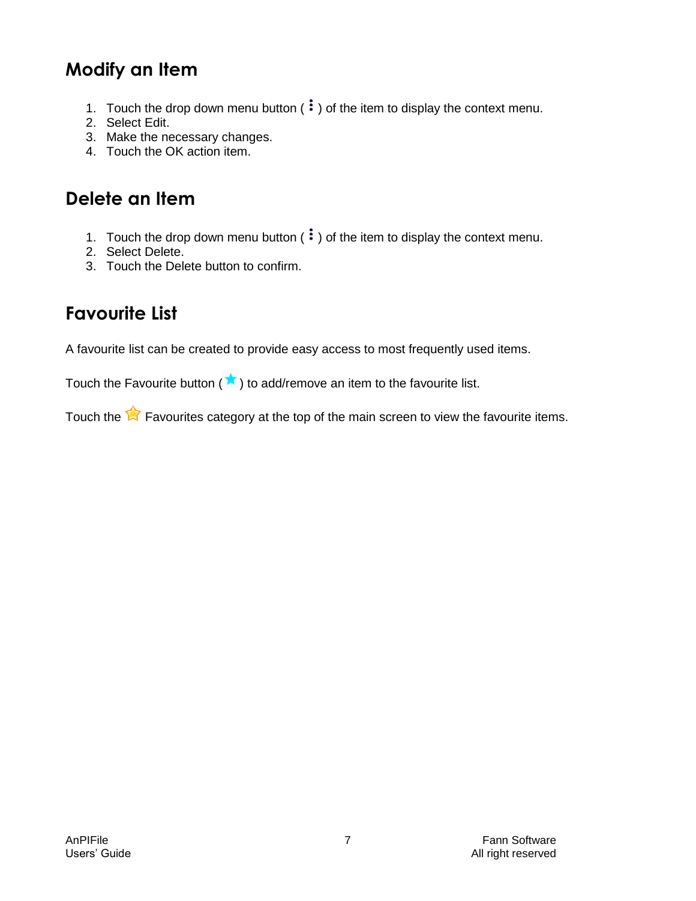## Modify an Item

1. Touch the drop down menu button ( ⋮ ) of the item to display the context menu.
2. Select Edit.
3. Make the necessary changes.
4. Touch the OK action item.

## Delete an Item

1. Touch the drop down menu button ( ⋮ ) of the item to display the context menu.
2. Select Delete.
3. Touch the Delete button to confirm.

## Favourite List

A favourite list can be created to provide easy access to most frequently used items.

Touch the Favourite button ( ★ ) to add/remove an item to the favourite list.

Touch the ★ Favourites category at the top of the main screen to view the favourite items.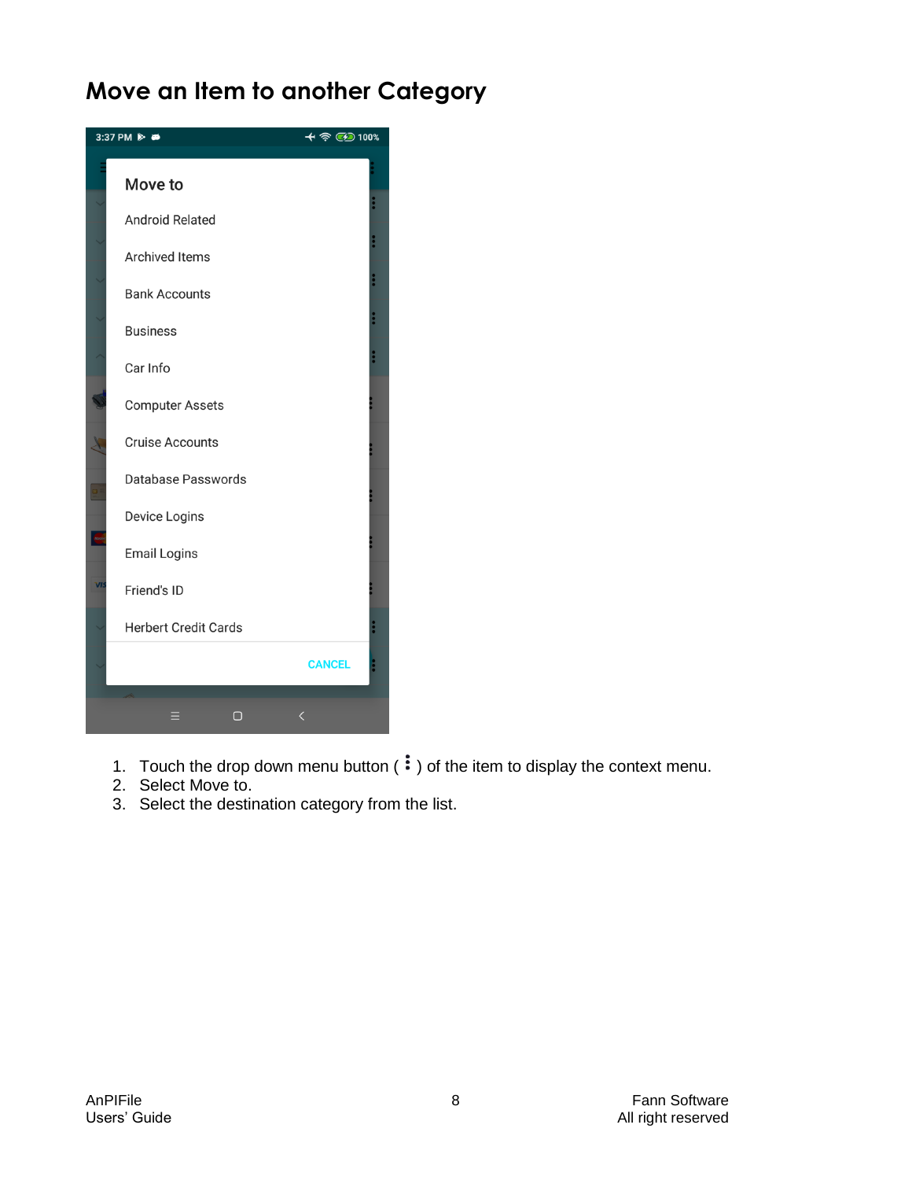# Move an Item to another Category

1. Touch the drop down menu button ( ⋮ ) of the item to display the context menu.
2. Select Move to.
3. Select the destination category from the list.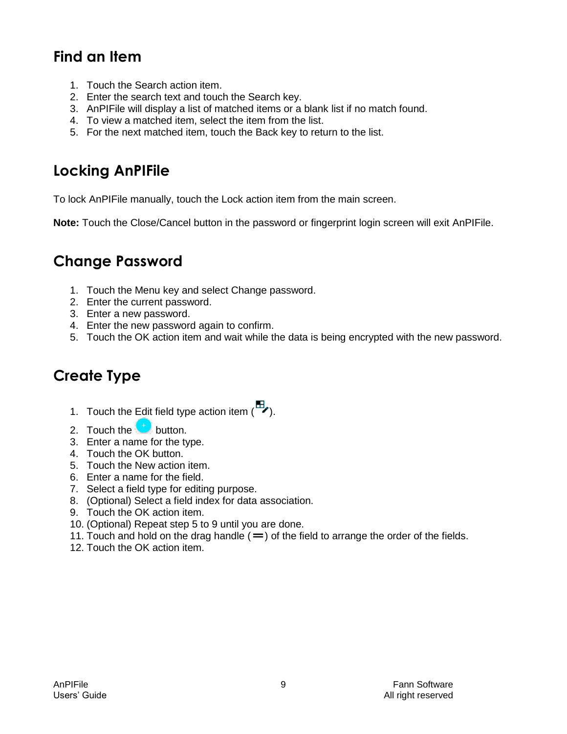## Find an Item

1. Touch the Search action item.
2. Enter the search text and touch the Search key.
3. AnPIFile will display a list of matched items or a blank list if no match found.
4. To view a matched item, select the item from the list.
5. For the next matched item, touch the Back key to return to the list.

## Locking AnPIFile

To lock AnPIFile manually, touch the Lock action item from the main screen.

**Note:** Touch the Close/Cancel button in the password or fingerprint login screen will exit AnPIFile.

## Change Password

1. Touch the Menu key and select Change password.
2. Enter the current password.
3. Enter a new password.
4. Enter the new password again to confirm.
5. Touch the OK action item and wait while the data is being encrypted with the new password.

## Create Type

1. Touch the Edit field type action item ( ).
2. Touch the  button.
3. Enter a name for the type.
4. Touch the OK button.
5. Touch the New action item.
6. Enter a name for the field.
7. Select a field type for editing purpose.
8. (Optional) Select a field index for data association.
9. Touch the OK action item.
10. (Optional) Repeat step 5 to 9 until you are done.
11. Touch and hold on the drag handle (═) of the field to arrange the order of the fields.
12. Touch the OK action item.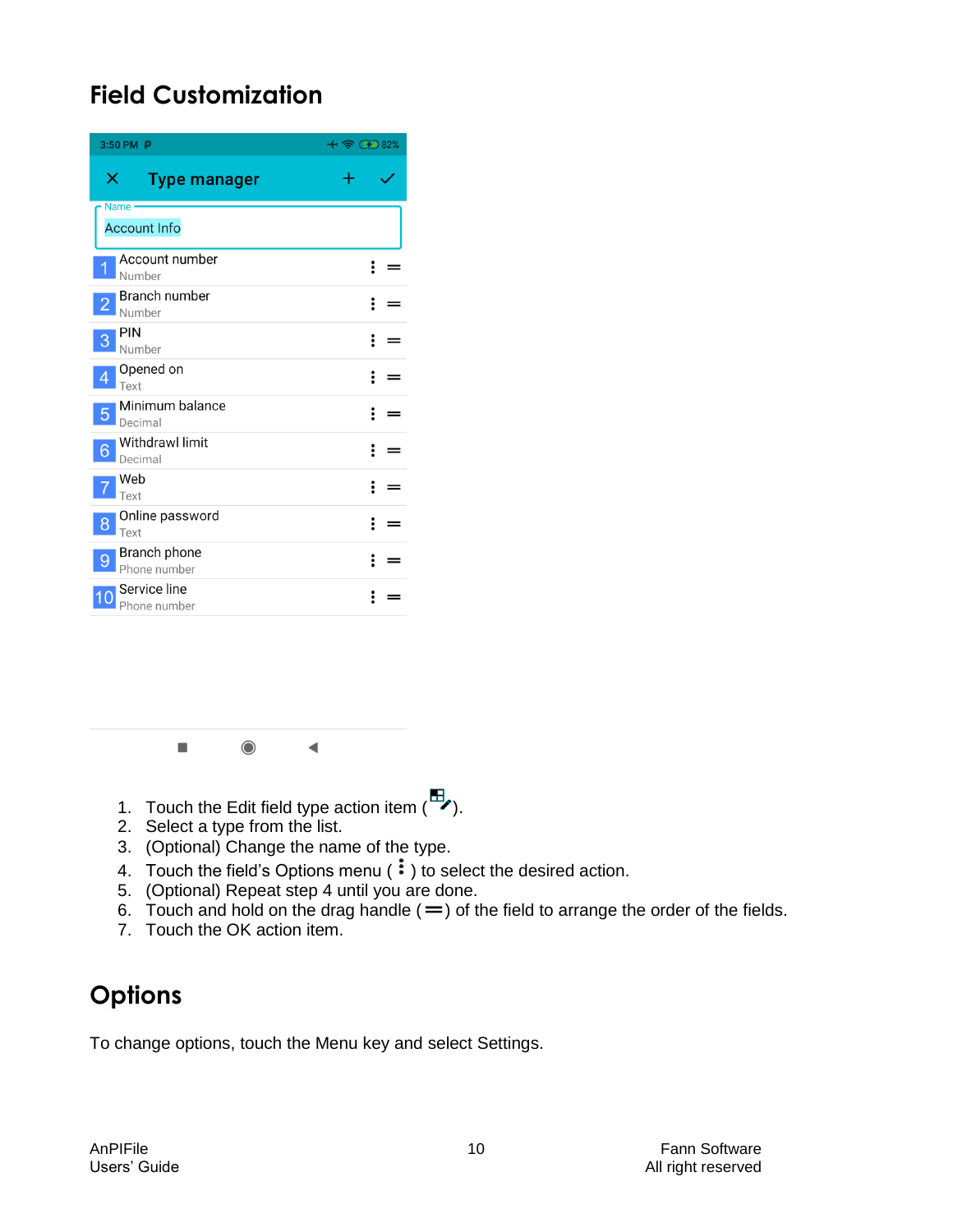## Field Customization

1. Touch the Edit field type action item ( ).
2. Select a type from the list.
3. (Optional) Change the name of the type.
4. Touch the field's Options menu ( ⋮ ) to select the desired action.
5. (Optional) Repeat step 4 until you are done.
6. Touch and hold on the drag handle (═) of the field to arrange the order of the fields.
7. Touch the OK action item.

## Options

To change options, touch the Menu key and select Settings.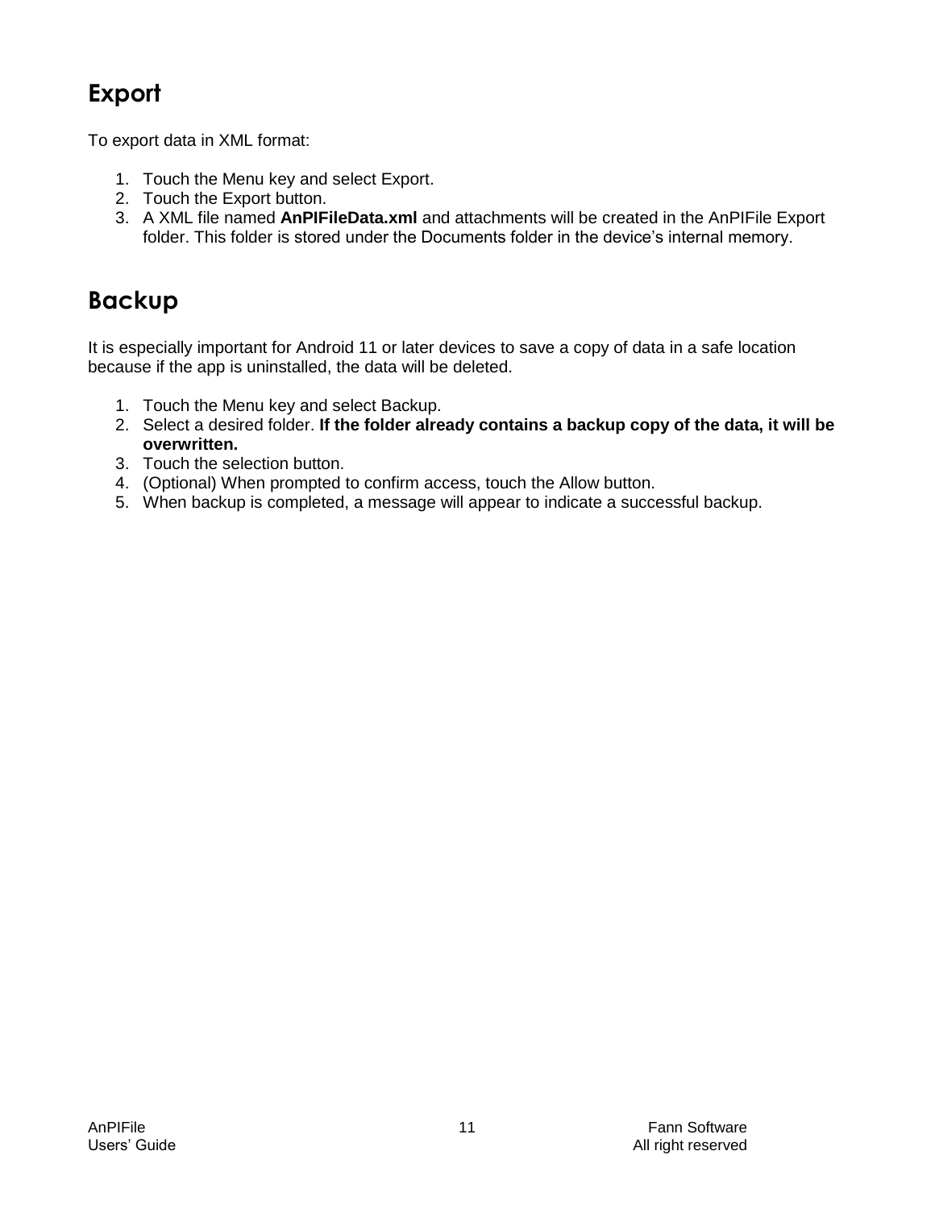## Export

To export data in XML format:

1. Touch the Menu key and select Export.
2. Touch the Export button.
3. A XML file named **AnPIFileData.xml** and attachments will be created in the AnPIFile Export folder. This folder is stored under the Documents folder in the device's internal memory.

## Backup

It is especially important for Android 11 or later devices to save a copy of data in a safe location because if the app is uninstalled, the data will be deleted.

1. Touch the Menu key and select Backup.
2. Select a desired folder. **If the folder already contains a backup copy of the data, it will be overwritten.**
3. Touch the selection button.
4. (Optional) When prompted to confirm access, touch the Allow button.
5. When backup is completed, a message will appear to indicate a successful backup.